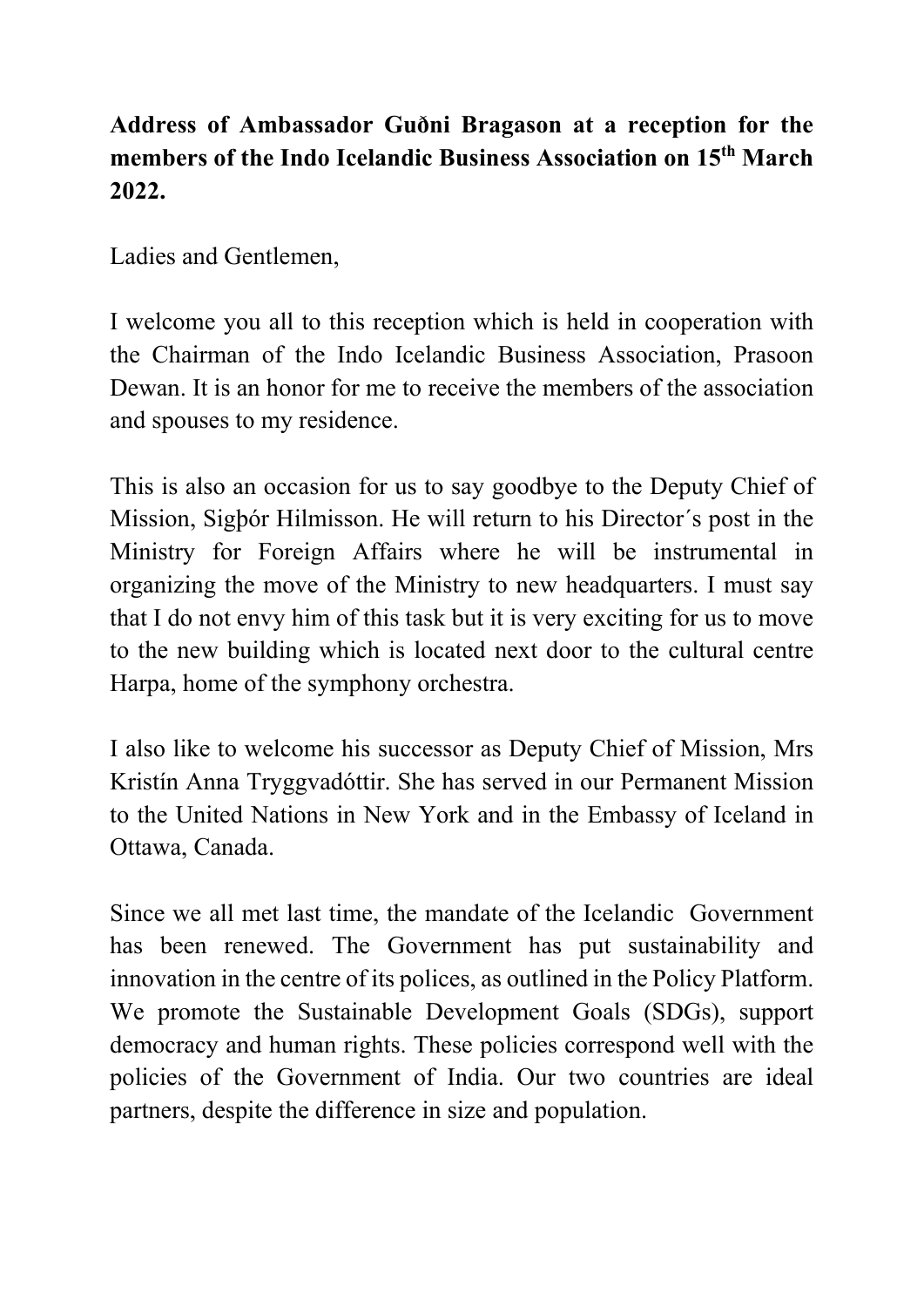**Address of Ambassador Guðni Bragason at a reception for the members of the Indo Icelandic Business Association on 15th March 2022.**

Ladies and Gentlemen,

I welcome you all to this reception which is held in cooperation with the Chairman of the Indo Icelandic Business Association, Prasoon Dewan. It is an honor for me to receive the members of the association and spouses to my residence.

This is also an occasion for us to say goodbye to the Deputy Chief of Mission, Sigþór Hilmisson. He will return to his Director´s post in the Ministry for Foreign Affairs where he will be instrumental in organizing the move of the Ministry to new headquarters. I must say that I do not envy him of this task but it is very exciting for us to move to the new building which is located next door to the cultural centre Harpa, home of the symphony orchestra.

I also like to welcome his successor as Deputy Chief of Mission, Mrs Kristín Anna Tryggvadóttir. She has served in our Permanent Mission to the United Nations in New York and in the Embassy of Iceland in Ottawa, Canada.

Since we all met last time, the mandate of the Icelandic Government has been renewed. The Government has put sustainability and innovation in the centre of its polices, as outlined in the Policy Platform. We promote the Sustainable Development Goals (SDGs), support democracy and human rights. These policies correspond well with the policies of the Government of India. Our two countries are ideal partners, despite the difference in size and population.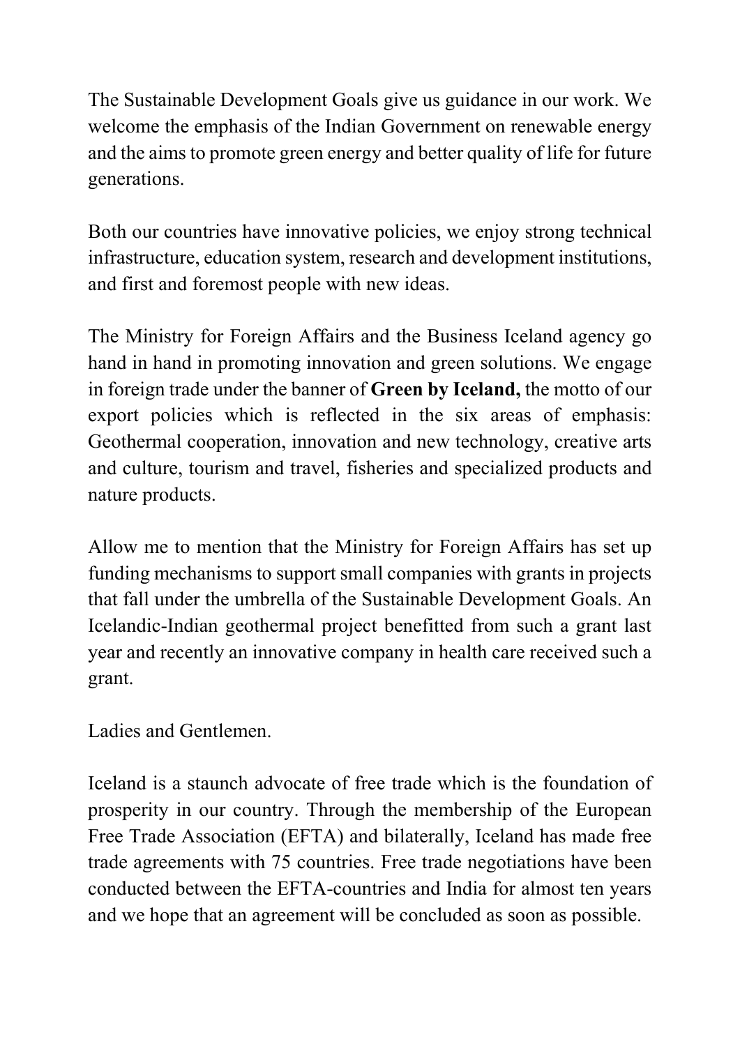The Sustainable Development Goals give us guidance in our work. We welcome the emphasis of the Indian Government on renewable energy and the aims to promote green energy and better quality of life for future generations.

Both our countries have innovative policies, we enjoy strong technical infrastructure, education system, research and development institutions, and first and foremost people with new ideas.

The Ministry for Foreign Affairs and the Business Iceland agency go hand in hand in promoting innovation and green solutions. We engage in foreign trade under the banner of **Green by Iceland,** the motto of our export policies which is reflected in the six areas of emphasis: Geothermal cooperation, innovation and new technology, creative arts and culture, tourism and travel, fisheries and specialized products and nature products.

Allow me to mention that the Ministry for Foreign Affairs has set up funding mechanisms to support small companies with grants in projects that fall under the umbrella of the Sustainable Development Goals. An Icelandic-Indian geothermal project benefitted from such a grant last year and recently an innovative company in health care received such a grant.

Ladies and Gentlemen.

Iceland is a staunch advocate of free trade which is the foundation of prosperity in our country. Through the membership of the European Free Trade Association (EFTA) and bilaterally, Iceland has made free trade agreements with 75 countries. Free trade negotiations have been conducted between the EFTA-countries and India for almost ten years and we hope that an agreement will be concluded as soon as possible.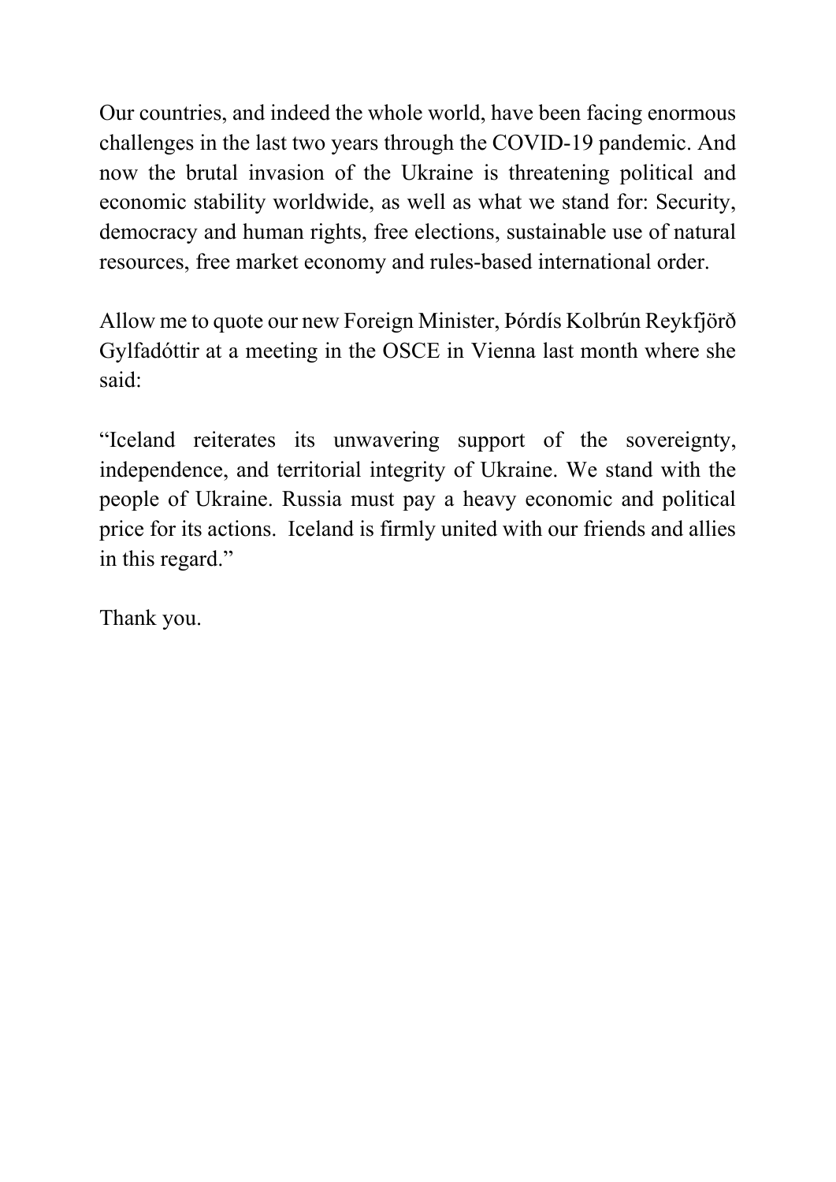Our countries, and indeed the whole world, have been facing enormous challenges in the last two years through the COVID-19 pandemic. And now the brutal invasion of the Ukraine is threatening political and economic stability worldwide, as well as what we stand for: Security, democracy and human rights, free elections, sustainable use of natural resources, free market economy and rules-based international order.

Allow me to quote our new Foreign Minister, Þórdís Kolbrún Reykfjörð Gylfadóttir at a meeting in the OSCE in Vienna last month where she said:

“Iceland reiterates its unwavering support of the sovereignty, independence, and territorial integrity of Ukraine. We stand with the people of Ukraine. Russia must pay a heavy economic and political price for its actions. Iceland is firmly united with our friends and allies in this regard.”

Thank you.